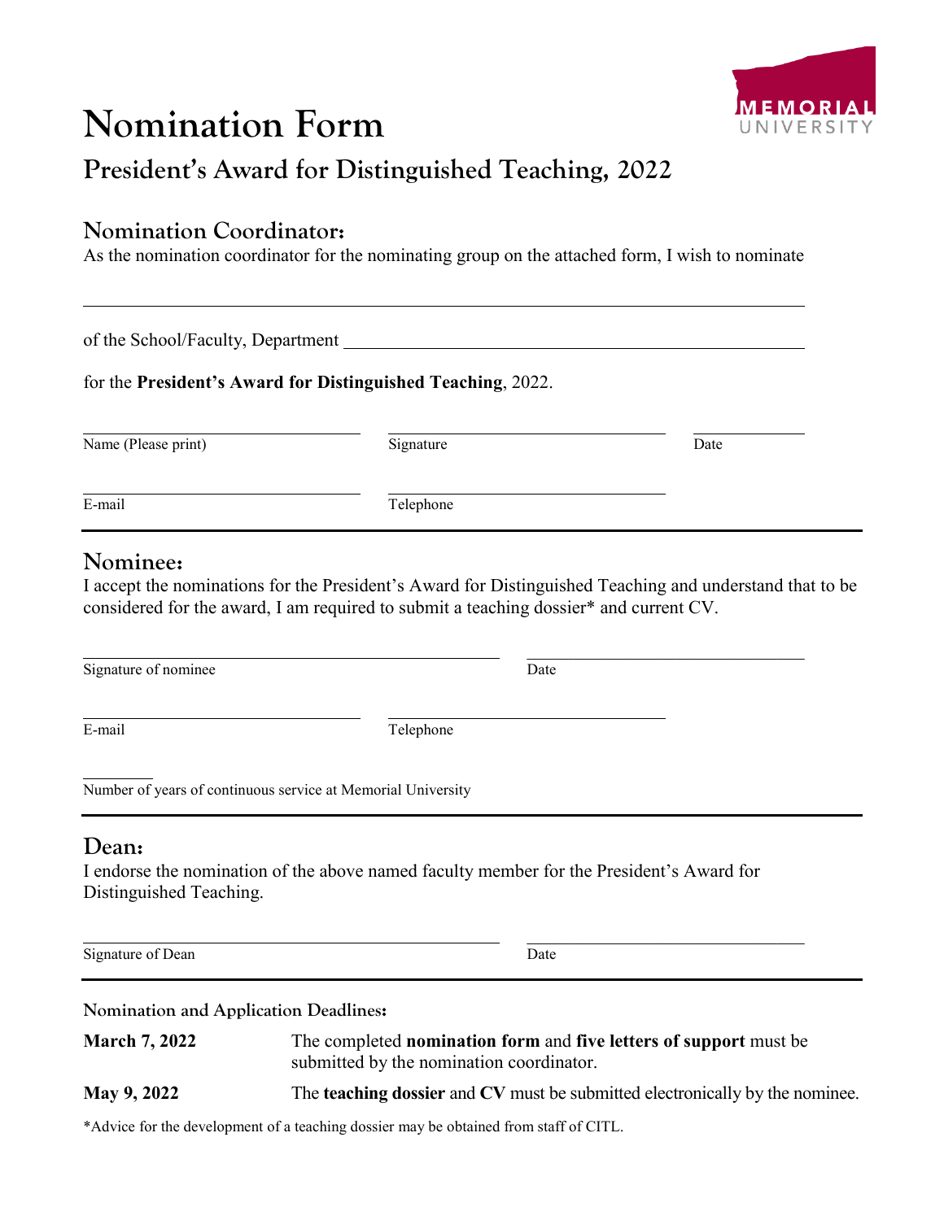# Nomination Form

MEMORIAL UNIVERSITY

## President's Award for Distinguished Teaching, 2022

### Nomination Coordinator:

As the nomination coordinator for the nominating group on the attached form, I wish to nominate

\_\_\_\_\_\_\_\_\_\_\_\_\_\_\_\_\_\_\_\_\_\_\_\_\_\_\_\_\_\_\_\_\_\_\_\_\_\_\_\_\_\_\_\_\_\_\_\_\_\_\_\_\_\_\_\_\_\_\_\_\_\_\_\_\_\_\_\_\_\_\_\_

of the School/Faculty, Department \_\_\_\_\_\_\_\_\_\_\_\_\_\_\_\_\_\_\_\_\_\_\_\_\_\_\_\_\_\_\_\_\_\_\_\_\_\_\_\_\_\_\_\_

for the **President's Award for Distinguished Teaching**, 2022.

Name (Please print) \_\_\_\_\_\_\_\_\_\_\_\_\_\_\_\_\_\_\_\_ Signature \_\_\_\_\_\_\_\_\_\_\_\_\_\_\_\_\_\_\_\_ Date \_\_\_\_\_\_\_\_\_\_

E-mail \_\_\_\_\_\_\_\_\_\_\_\_\_\_\_\_\_\_\_\_ Telephone \_\_\_\_\_\_\_\_\_\_\_\_\_\_\_\_\_\_\_\_

---

### Nominee:

I accept the nominations for the President's Award for Distinguished Teaching and understand that to be considered for the award, I am required to submit a teaching dossier* and current CV.

Signature of nominee \_\_\_\_\_\_\_\_\_\_\_\_\_\_\_\_\_\_\_\_\_\_\_\_\_\_\_\_ Date \_\_\_\_\_\_\_\_\_\_\_\_\_\_\_\_\_\_\_\_

E-mail \_\_\_\_\_\_\_\_\_\_\_\_\_\_\_\_\_\_\_\_ Telephone \_\_\_\_\_\_\_\_\_\_\_\_\_\_\_\_\_\_\_\_

\_\_\_\_\_\_ Number of years of continuous service at Memorial University

---

### Dean:

I endorse the nomination of the above named faculty member for the President's Award for Distinguished Teaching.

Signature of Dean \_\_\_\_\_\_\_\_\_\_\_\_\_\_\_\_\_\_\_\_\_\_\_\_\_\_\_\_ Date \_\_\_\_\_\_\_\_\_\_\_\_\_\_\_\_\_\_\_\_

---

#### Nomination and Application Deadlines:

| | |
|---|---|
| **March 7, 2022** | The completed **nomination form** and **five letters of support** must be submitted by the nomination coordinator. |
| **May 9, 2022** | The **teaching dossier** and **CV** must be submitted electronically by the nominee. |

*Advice for the development of a teaching dossier may be obtained from staff of CITL.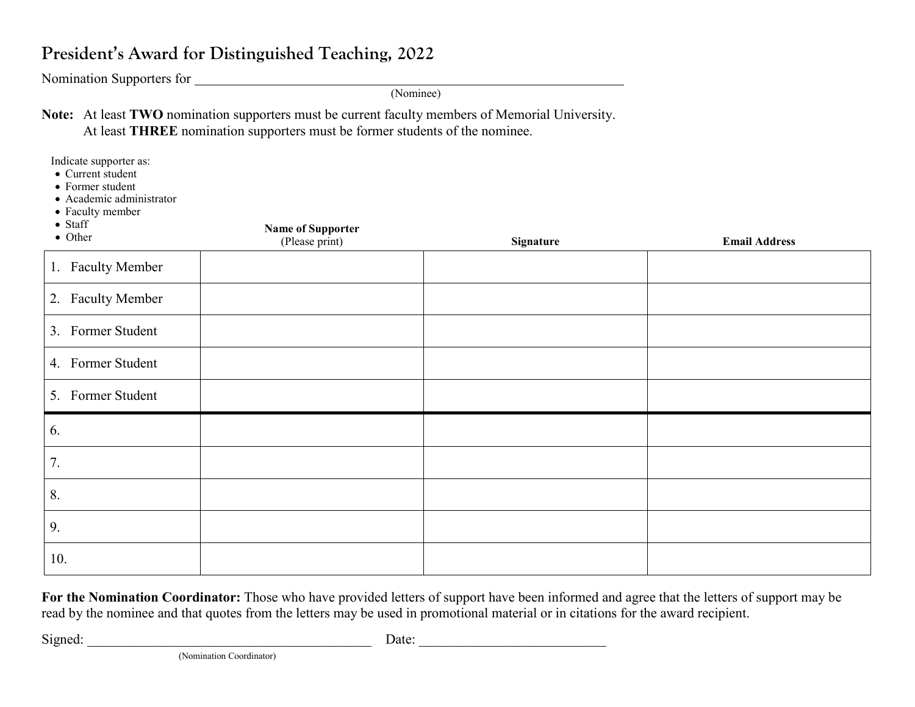# President's Award for Distinguished Teaching, 2022

Nomination Supporters for ______________________________________________________________
(Nominee)

**Note:** At least **TWO** nomination supporters must be current faculty members of Memorial University.
At least **THREE** nomination supporters must be former students of the nominee.

Indicate supporter as:

- Current student
- Former student
- Academic administrator
- Faculty member
- Staff
- Other

| | **Name of Supporter** (Please print) | **Signature** | **Email Address** |
|---|---|---|---|
| 1. Faculty Member | | | |
| 2. Faculty Member | | | |
| 3. Former Student | | | |
| 4. Former Student | | | |
| 5. Former Student | | | |
| 6. | | | |
| 7. | | | |
| 8. | | | |
| 9. | | | |
| 10. | | | |

**For the Nomination Coordinator:** Those who have provided letters of support have been informed and agree that the letters of support may be read by the nominee and that quotes from the letters may be used in promotional material or in citations for the award recipient.

Signed: ________________________________________ Date: __________________________
(Nomination Coordinator)